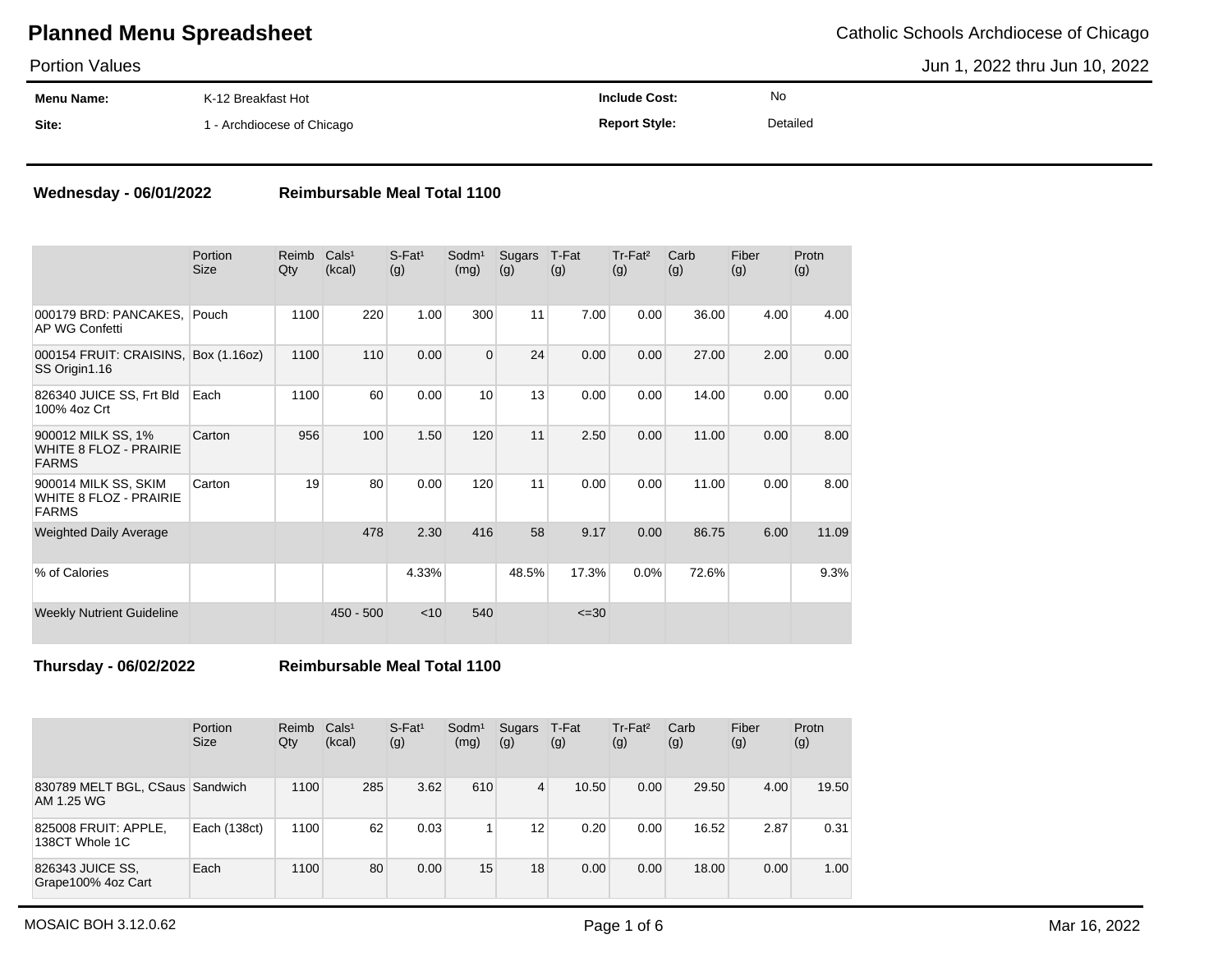# Planned Menu Spreadsheet

Catholic Schools Archdiocese of Chicago

Portion Values

Jun 1, 2022 thru Jun 10, 2022

| | | | |
|---|---|---|---|
| **Menu Name:** | K-12 Breakfast Hot | **Include Cost:** | No |
| **Site:** | 1 - Archdiocese of Chicago | **Report Style:** | Detailed |

**Wednesday - 06/01/2022** **Reimbursable Meal Total 1100**

| | Portion Size | Reimb Qty | Cals[1] (kcal) | S-Fat[1] (g) | Sodm[1] (mg) | Sugars (g) | T-Fat (g) | Tr-Fat[2] (g) | Carb (g) | Fiber (g) | Protn (g) |
|---|---|---|---|---|---|---|---|---|---|---|---|
| 000179 BRD: PANCAKES, AP WG Confetti | Pouch | 1100 | 220 | 1.00 | 300 | 11 | 7.00 | 0.00 | 36.00 | 4.00 | 4.00 |
| 000154 FRUIT: CRAISINS, SS Origin1.16 | Box (1.16oz) | 1100 | 110 | 0.00 | 0 | 24 | 0.00 | 0.00 | 27.00 | 2.00 | 0.00 |
| 826340 JUICE SS, Frt Bld 100% 4oz Crt | Each | 1100 | 60 | 0.00 | 10 | 13 | 0.00 | 0.00 | 14.00 | 0.00 | 0.00 |
| 900012 MILK SS, 1% WHITE 8 FLOZ - PRAIRIE FARMS | Carton | 956 | 100 | 1.50 | 120 | 11 | 2.50 | 0.00 | 11.00 | 0.00 | 8.00 |
| 900014 MILK SS, SKIM WHITE 8 FLOZ - PRAIRIE FARMS | Carton | 19 | 80 | 0.00 | 120 | 11 | 0.00 | 0.00 | 11.00 | 0.00 | 8.00 |
| Weighted Daily Average | | | 478 | 2.30 | 416 | 58 | 9.17 | 0.00 | 86.75 | 6.00 | 11.09 |
| % of Calories | | | | 4.33% | | 48.5% | 17.3% | 0.0% | 72.6% | | 9.3% |
| Weekly Nutrient Guideline | | | 450 - 500 | <10 | 540 | | <=30 | | | | |

**Thursday - 06/02/2022** **Reimbursable Meal Total 1100**

| | Portion Size | Reimb Qty | Cals[1] (kcal) | S-Fat[1] (g) | Sodm[1] (mg) | Sugars (g) | T-Fat (g) | Tr-Fat[2] (g) | Carb (g) | Fiber (g) | Protn (g) |
|---|---|---|---|---|---|---|---|---|---|---|---|
| 830789 MELT BGL, CSaus AM 1.25 WG | Sandwich | 1100 | 285 | 3.62 | 610 | 4 | 10.50 | 0.00 | 29.50 | 4.00 | 19.50 |
| 825008 FRUIT: APPLE, 138CT Whole 1C | Each (138ct) | 1100 | 62 | 0.03 | 1 | 12 | 0.20 | 0.00 | 16.52 | 2.87 | 0.31 |
| 826343 JUICE SS, Grape100% 4oz Cart | Each | 1100 | 80 | 0.00 | 15 | 18 | 0.00 | 0.00 | 18.00 | 0.00 | 1.00 |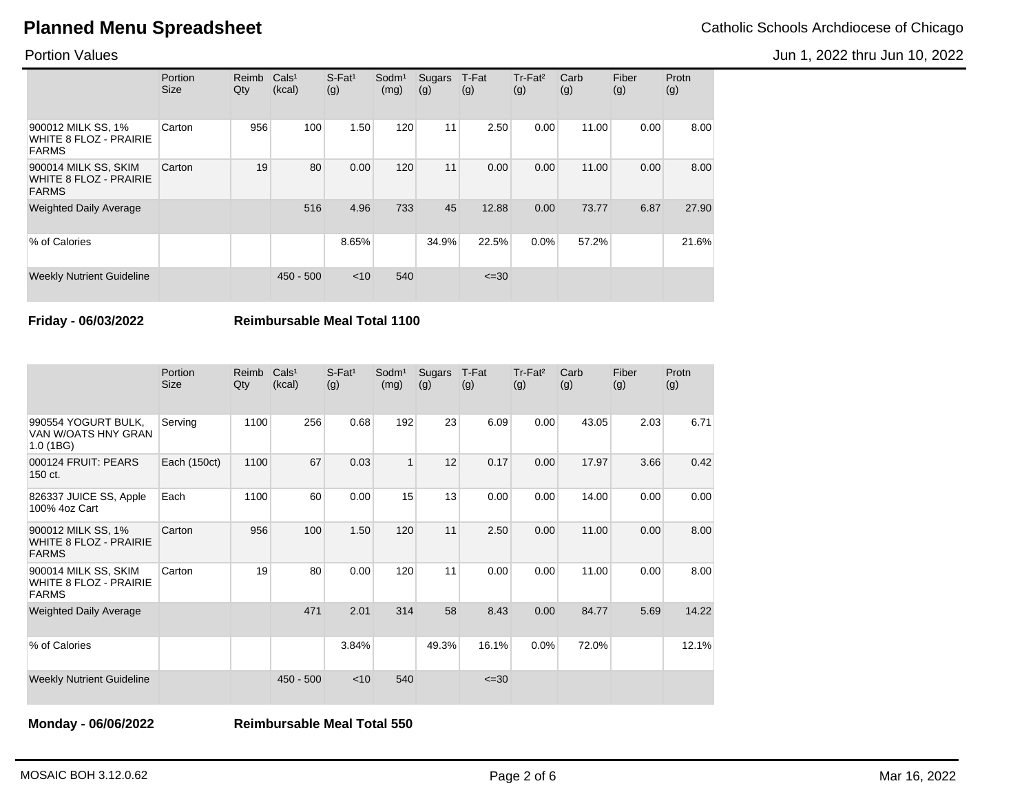# Planned Menu Spreadsheet

Catholic Schools Archdiocese of Chicago

Portion Values

Jun 1, 2022 thru Jun 10, 2022

| | Portion Size | Reimb Qty | Cals[1] (kcal) | S-Fat[1] (g) | Sodm[1] (mg) | Sugars (g) | T-Fat (g) | Tr-Fat[2] (g) | Carb (g) | Fiber (g) | Protn (g) |
|---|---|---|---|---|---|---|---|---|---|---|---|
| 900012 MILK SS, 1% WHITE 8 FLOZ - PRAIRIE FARMS | Carton | 956 | 100 | 1.50 | 120 | 11 | 2.50 | 0.00 | 11.00 | 0.00 | 8.00 |
| 900014 MILK SS, SKIM WHITE 8 FLOZ - PRAIRIE FARMS | Carton | 19 | 80 | 0.00 | 120 | 11 | 0.00 | 0.00 | 11.00 | 0.00 | 8.00 |
| Weighted Daily Average | | | 516 | 4.96 | 733 | 45 | 12.88 | 0.00 | 73.77 | 6.87 | 27.90 |
| % of Calories | | | | 8.65% | | 34.9% | 22.5% | 0.0% | 57.2% | | 21.6% |
| Weekly Nutrient Guideline | | | 450 - 500 | <10 | 540 | | <=30 | | | | |

**Friday - 06/03/2022** **Reimbursable Meal Total 1100**

| | Portion Size | Reimb Qty | Cals[1] (kcal) | S-Fat[1] (g) | Sodm[1] (mg) | Sugars (g) | T-Fat (g) | Tr-Fat[2] (g) | Carb (g) | Fiber (g) | Protn (g) |
|---|---|---|---|---|---|---|---|---|---|---|---|
| 990554 YOGURT BULK, VAN W/OATS HNY GRAN 1.0 (1BG) | Serving | 1100 | 256 | 0.68 | 192 | 23 | 6.09 | 0.00 | 43.05 | 2.03 | 6.71 |
| 000124 FRUIT: PEARS 150 ct. | Each (150ct) | 1100 | 67 | 0.03 | 1 | 12 | 0.17 | 0.00 | 17.97 | 3.66 | 0.42 |
| 826337 JUICE SS, Apple 100% 4oz Cart | Each | 1100 | 60 | 0.00 | 15 | 13 | 0.00 | 0.00 | 14.00 | 0.00 | 0.00 |
| 900012 MILK SS, 1% WHITE 8 FLOZ - PRAIRIE FARMS | Carton | 956 | 100 | 1.50 | 120 | 11 | 2.50 | 0.00 | 11.00 | 0.00 | 8.00 |
| 900014 MILK SS, SKIM WHITE 8 FLOZ - PRAIRIE FARMS | Carton | 19 | 80 | 0.00 | 120 | 11 | 0.00 | 0.00 | 11.00 | 0.00 | 8.00 |
| Weighted Daily Average | | | 471 | 2.01 | 314 | 58 | 8.43 | 0.00 | 84.77 | 5.69 | 14.22 |
| % of Calories | | | | 3.84% | | 49.3% | 16.1% | 0.0% | 72.0% | | 12.1% |
| Weekly Nutrient Guideline | | | 450 - 500 | <10 | 540 | | <=30 | | | | |

**Monday - 06/06/2022** **Reimbursable Meal Total 550**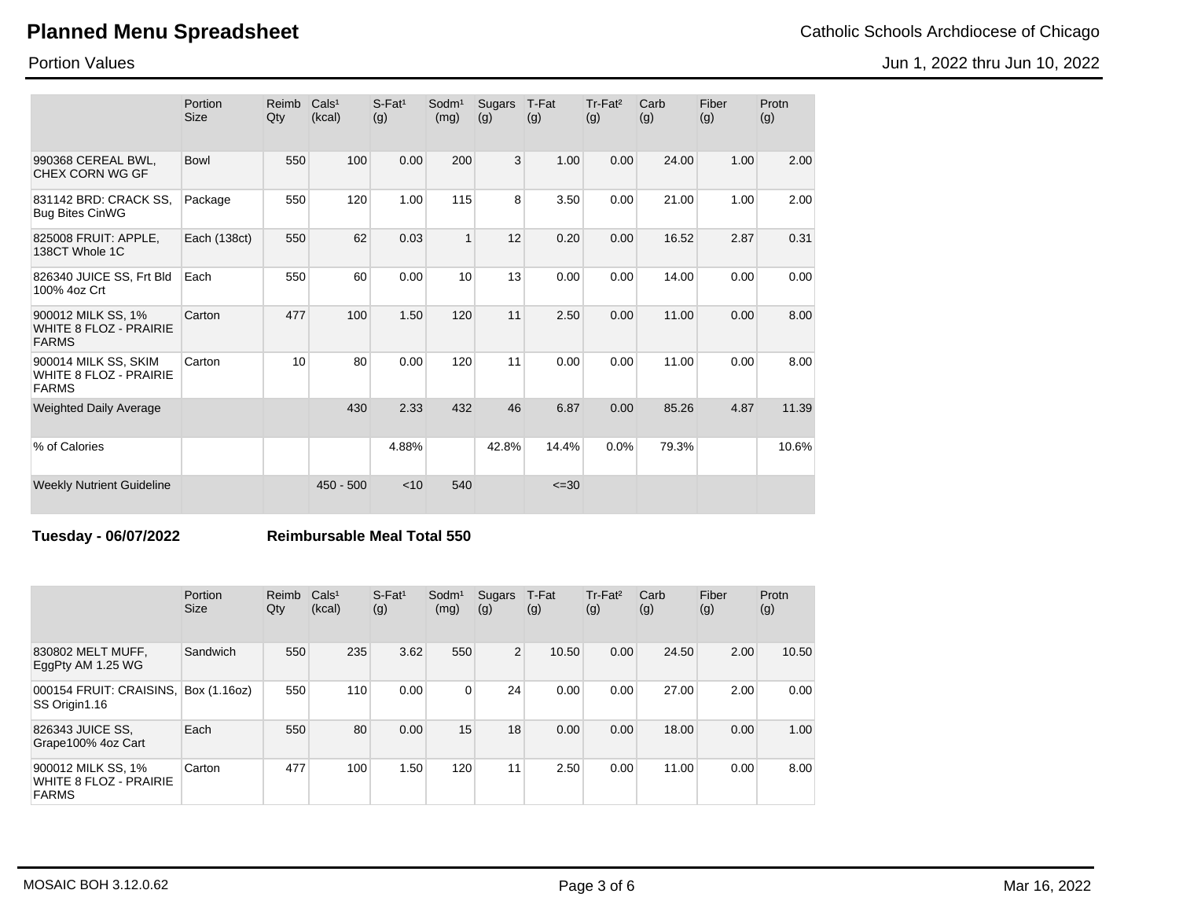# Planned Menu Spreadsheet

Catholic Schools Archdiocese of Chicago

Portion Values

Jun 1, 2022 thru Jun 10, 2022

| | Portion Size | Reimb Qty | Cals[1] (kcal) | S-Fat[1] (g) | Sodm[1] (mg) | Sugars (g) | T-Fat (g) | Tr-Fat[2] (g) | Carb (g) | Fiber (g) | Protn (g) |
|---|---|---|---|---|---|---|---|---|---|---|---|
| 990368 CEREAL BWL, CHEX CORN WG GF | Bowl | 550 | 100 | 0.00 | 200 | 3 | 1.00 | 0.00 | 24.00 | 1.00 | 2.00 |
| 831142 BRD: CRACK SS, Bug Bites CinWG | Package | 550 | 120 | 1.00 | 115 | 8 | 3.50 | 0.00 | 21.00 | 1.00 | 2.00 |
| 825008 FRUIT: APPLE, 138CT Whole 1C | Each (138ct) | 550 | 62 | 0.03 | 1 | 12 | 0.20 | 0.00 | 16.52 | 2.87 | 0.31 |
| 826340 JUICE SS, Frt Bld 100% 4oz Crt | Each | 550 | 60 | 0.00 | 10 | 13 | 0.00 | 0.00 | 14.00 | 0.00 | 0.00 |
| 900012 MILK SS, 1% WHITE 8 FLOZ - PRAIRIE FARMS | Carton | 477 | 100 | 1.50 | 120 | 11 | 2.50 | 0.00 | 11.00 | 0.00 | 8.00 |
| 900014 MILK SS, SKIM WHITE 8 FLOZ - PRAIRIE FARMS | Carton | 10 | 80 | 0.00 | 120 | 11 | 0.00 | 0.00 | 11.00 | 0.00 | 8.00 |
| Weighted Daily Average | | | 430 | 2.33 | 432 | 46 | 6.87 | 0.00 | 85.26 | 4.87 | 11.39 |
| % of Calories | | | | 4.88% | | 42.8% | 14.4% | 0.0% | 79.3% | | 10.6% |
| Weekly Nutrient Guideline | | | 450 - 500 | <10 | 540 | | <=30 | | | | |

**Tuesday - 06/07/2022** **Reimbursable Meal Total 550**

| | Portion Size | Reimb Qty | Cals[1] (kcal) | S-Fat[1] (g) | Sodm[1] (mg) | Sugars (g) | T-Fat (g) | Tr-Fat[2] (g) | Carb (g) | Fiber (g) | Protn (g) |
|---|---|---|---|---|---|---|---|---|---|---|---|
| 830802 MELT MUFF, EggPty AM 1.25 WG | Sandwich | 550 | 235 | 3.62 | 550 | 2 | 10.50 | 0.00 | 24.50 | 2.00 | 10.50 |
| 000154 FRUIT: CRAISINS, SS Origin1.16 | Box (1.16oz) | 550 | 110 | 0.00 | 0 | 24 | 0.00 | 0.00 | 27.00 | 2.00 | 0.00 |
| 826343 JUICE SS, Grape100% 4oz Cart | Each | 550 | 80 | 0.00 | 15 | 18 | 0.00 | 0.00 | 18.00 | 0.00 | 1.00 |
| 900012 MILK SS, 1% WHITE 8 FLOZ - PRAIRIE FARMS | Carton | 477 | 100 | 1.50 | 120 | 11 | 2.50 | 0.00 | 11.00 | 0.00 | 8.00 |

MOSAIC BOH 3.12.0.62 Mar 16, 2022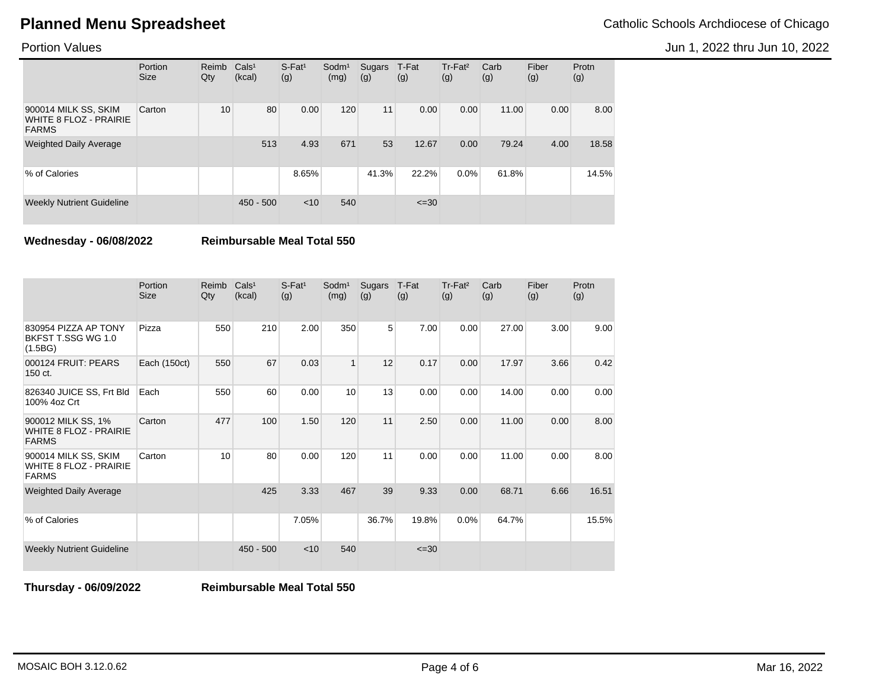# Planned Menu Spreadsheet

Catholic Schools Archdiocese of Chicago

Portion Values

Jun 1, 2022 thru Jun 10, 2022

| | Portion Size | Reimb Qty | Cals[1] (kcal) | S-Fat[1] (g) | Sodm[1] (mg) | Sugars (g) | T-Fat (g) | Tr-Fat[2] (g) | Carb (g) | Fiber (g) | Protn (g) |
|---|---|---|---|---|---|---|---|---|---|---|---|
| 900014 MILK SS, SKIM WHITE 8 FLOZ - PRAIRIE FARMS | Carton | 10 | 80 | 0.00 | 120 | 11 | 0.00 | 0.00 | 11.00 | 0.00 | 8.00 |
| Weighted Daily Average | | | 513 | 4.93 | 671 | 53 | 12.67 | 0.00 | 79.24 | 4.00 | 18.58 |
| % of Calories | | | | 8.65% | | 41.3% | 22.2% | 0.0% | 61.8% | | 14.5% |
| Weekly Nutrient Guideline | | | 450 - 500 | <10 | 540 | | <=30 | | | | |

**Wednesday - 06/08/2022** **Reimbursable Meal Total 550**

| | Portion Size | Reimb Qty | Cals[1] (kcal) | S-Fat[1] (g) | Sodm[1] (mg) | Sugars (g) | T-Fat (g) | Tr-Fat[2] (g) | Carb (g) | Fiber (g) | Protn (g) |
|---|---|---|---|---|---|---|---|---|---|---|---|
| 830954 PIZZA AP TONY BKFST T.SSG WG 1.0 (1.5BG) | Pizza | 550 | 210 | 2.00 | 350 | 5 | 7.00 | 0.00 | 27.00 | 3.00 | 9.00 |
| 000124 FRUIT: PEARS 150 ct. | Each (150ct) | 550 | 67 | 0.03 | 1 | 12 | 0.17 | 0.00 | 17.97 | 3.66 | 0.42 |
| 826340 JUICE SS, Frt Bld 100% 4oz Crt | Each | 550 | 60 | 0.00 | 10 | 13 | 0.00 | 0.00 | 14.00 | 0.00 | 0.00 |
| 900012 MILK SS, 1% WHITE 8 FLOZ - PRAIRIE FARMS | Carton | 477 | 100 | 1.50 | 120 | 11 | 2.50 | 0.00 | 11.00 | 0.00 | 8.00 |
| 900014 MILK SS, SKIM WHITE 8 FLOZ - PRAIRIE FARMS | Carton | 10 | 80 | 0.00 | 120 | 11 | 0.00 | 0.00 | 11.00 | 0.00 | 8.00 |
| Weighted Daily Average | | | 425 | 3.33 | 467 | 39 | 9.33 | 0.00 | 68.71 | 6.66 | 16.51 |
| % of Calories | | | | 7.05% | | 36.7% | 19.8% | 0.0% | 64.7% | | 15.5% |
| Weekly Nutrient Guideline | | | 450 - 500 | <10 | 540 | | <=30 | | | | |

**Thursday - 06/09/2022** **Reimbursable Meal Total 550**

MOSAIC BOH 3.12.0.62

Mar 16, 2022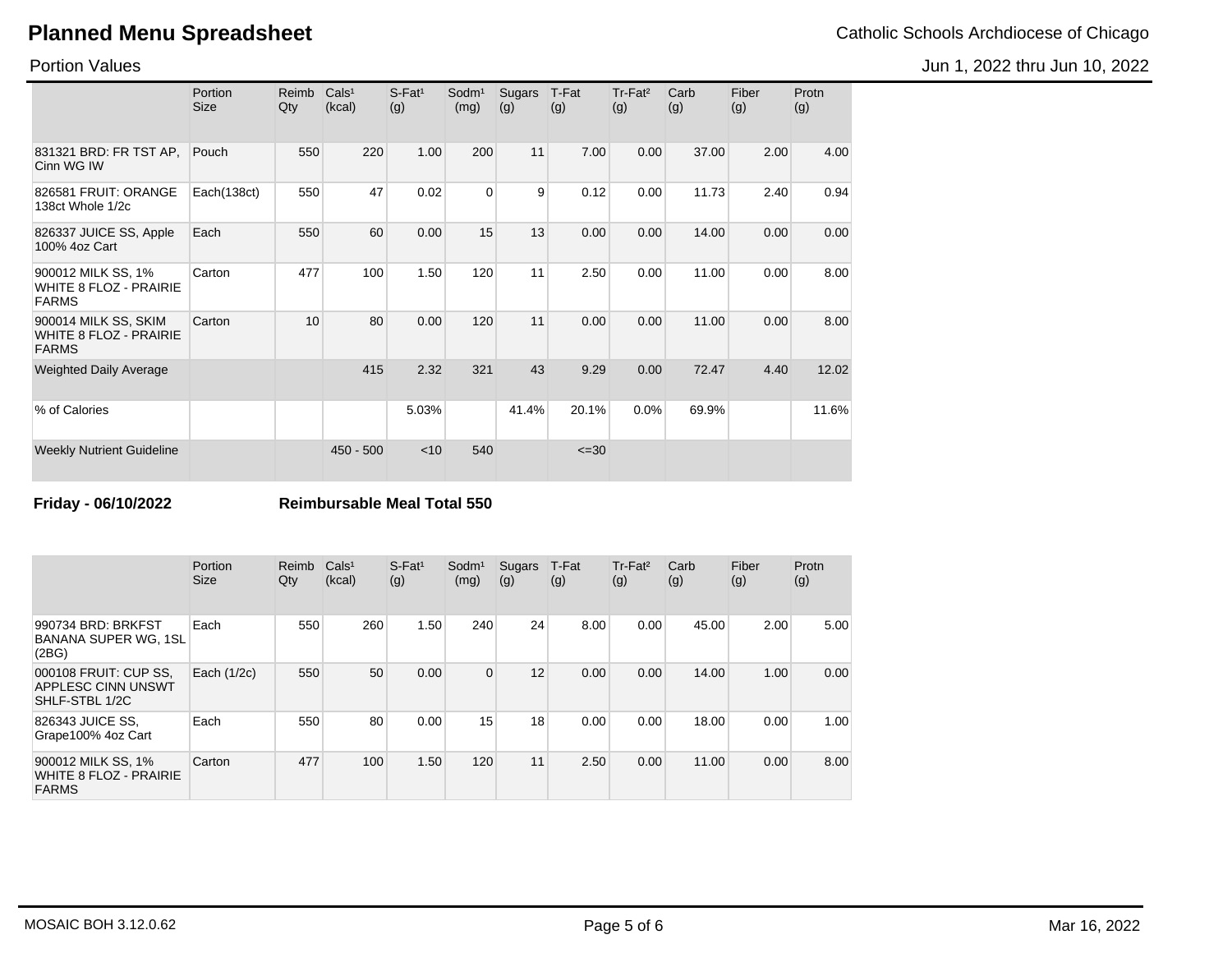# Planned Menu Spreadsheet

Catholic Schools Archdiocese of Chicago

Portion Values

Jun 1, 2022 thru Jun 10, 2022

| | Portion Size | Reimb Qty | Cals[1] (kcal) | S-Fat[1] (g) | Sodm[1] (mg) | Sugars (g) | T-Fat (g) | Tr-Fat[2] (g) | Carb (g) | Fiber (g) | Protn (g) |
|---|---|---|---|---|---|---|---|---|---|---|---|
| 831321 BRD: FR TST AP, Cinn WG IW | Pouch | 550 | 220 | 1.00 | 200 | 11 | 7.00 | 0.00 | 37.00 | 2.00 | 4.00 |
| 826581 FRUIT: ORANGE 138ct Whole 1/2c | Each(138ct) | 550 | 47 | 0.02 | 0 | 9 | 0.12 | 0.00 | 11.73 | 2.40 | 0.94 |
| 826337 JUICE SS, Apple 100% 4oz Cart | Each | 550 | 60 | 0.00 | 15 | 13 | 0.00 | 0.00 | 14.00 | 0.00 | 0.00 |
| 900012 MILK SS, 1% WHITE 8 FLOZ - PRAIRIE FARMS | Carton | 477 | 100 | 1.50 | 120 | 11 | 2.50 | 0.00 | 11.00 | 0.00 | 8.00 |
| 900014 MILK SS, SKIM WHITE 8 FLOZ - PRAIRIE FARMS | Carton | 10 | 80 | 0.00 | 120 | 11 | 0.00 | 0.00 | 11.00 | 0.00 | 8.00 |
| Weighted Daily Average | | | 415 | 2.32 | 321 | 43 | 9.29 | 0.00 | 72.47 | 4.40 | 12.02 |
| % of Calories | | | | 5.03% | | 41.4% | 20.1% | 0.0% | 69.9% | | 11.6% |
| Weekly Nutrient Guideline | | | 450 - 500 | <10 | 540 | | <=30 | | | | |

**Friday - 06/10/2022** **Reimbursable Meal Total 550**

| | Portion Size | Reimb Qty | Cals[1] (kcal) | S-Fat[1] (g) | Sodm[1] (mg) | Sugars (g) | T-Fat (g) | Tr-Fat[2] (g) | Carb (g) | Fiber (g) | Protn (g) |
|---|---|---|---|---|---|---|---|---|---|---|---|
| 990734 BRD: BRKFST BANANA SUPER WG, 1SL (2BG) | Each | 550 | 260 | 1.50 | 240 | 24 | 8.00 | 0.00 | 45.00 | 2.00 | 5.00 |
| 000108 FRUIT: CUP SS, APPLESC CINN UNSWT SHLF-STBL 1/2C | Each (1/2c) | 550 | 50 | 0.00 | 0 | 12 | 0.00 | 0.00 | 14.00 | 1.00 | 0.00 |
| 826343 JUICE SS, Grape100% 4oz Cart | Each | 550 | 80 | 0.00 | 15 | 18 | 0.00 | 0.00 | 18.00 | 0.00 | 1.00 |
| 900012 MILK SS, 1% WHITE 8 FLOZ - PRAIRIE FARMS | Carton | 477 | 100 | 1.50 | 120 | 11 | 2.50 | 0.00 | 11.00 | 0.00 | 8.00 |

MOSAIC BOH 3.12.0.62

Mar 16, 2022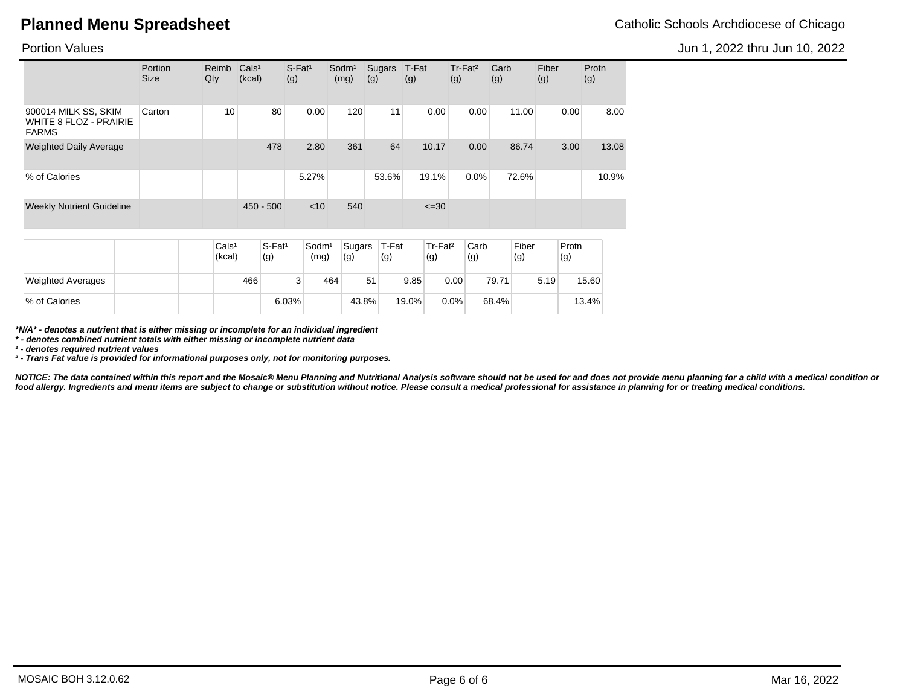# Planned Menu Spreadsheet

Catholic Schools Archdiocese of Chicago

Portion Values

Jun 1, 2022 thru Jun 10, 2022

| | Portion Size | Reimb Qty | Cals¹ (kcal) | S-Fat¹ (g) | Sodm¹ (mg) | Sugars (g) | T-Fat (g) | Tr-Fat² (g) | Carb (g) | Fiber (g) | Protn (g) |
|---|---|---|---|---|---|---|---|---|---|---|---|
| 900014 MILK SS, SKIM WHITE 8 FLOZ - PRAIRIE FARMS | Carton | 10 | 80 | 0.00 | 120 | 11 | 0.00 | 0.00 | 11.00 | 0.00 | 8.00 |
| Weighted Daily Average | | | 478 | 2.80 | 361 | 64 | 10.17 | 0.00 | 86.74 | 3.00 | 13.08 |
| % of Calories | | | | 5.27% | | 53.6% | 19.1% | 0.0% | 72.6% | | 10.9% |
| Weekly Nutrient Guideline | | | 450 - 500 | <10 | 540 | | <=30 | | | | |

| | | | Cals¹ (kcal) | S-Fat¹ (g) | Sodm¹ (mg) | Sugars (g) | T-Fat (g) | Tr-Fat² (g) | Carb (g) | Fiber (g) | Protn (g) |
|---|---|---|---|---|---|---|---|---|---|---|---|
| Weighted Averages | | | 466 | 3 | 464 | 51 | 9.85 | 0.00 | 79.71 | 5.19 | 15.60 |
| % of Calories | | | | 6.03% | | 43.8% | 19.0% | 0.0% | 68.4% | | 13.4% |

***N/A* - denotes a nutrient that is either missing or incomplete for an individual ingredient**

***\* - denotes combined nutrient totals with either missing or incomplete nutrient data***

***¹ - denotes required nutrient values***

***² - Trans Fat value is provided for informational purposes only, not for monitoring purposes.***

***NOTICE: The data contained within this report and the Mosaic® Menu Planning and Nutritional Analysis software should not be used for and does not provide menu planning for a child with a medical condition or food allergy. Ingredients and menu items are subject to change or substitution without notice. Please consult a medical professional for assistance in planning for or treating medical conditions.***

MOSAIC BOH 3.12.0.62

Mar 16, 2022